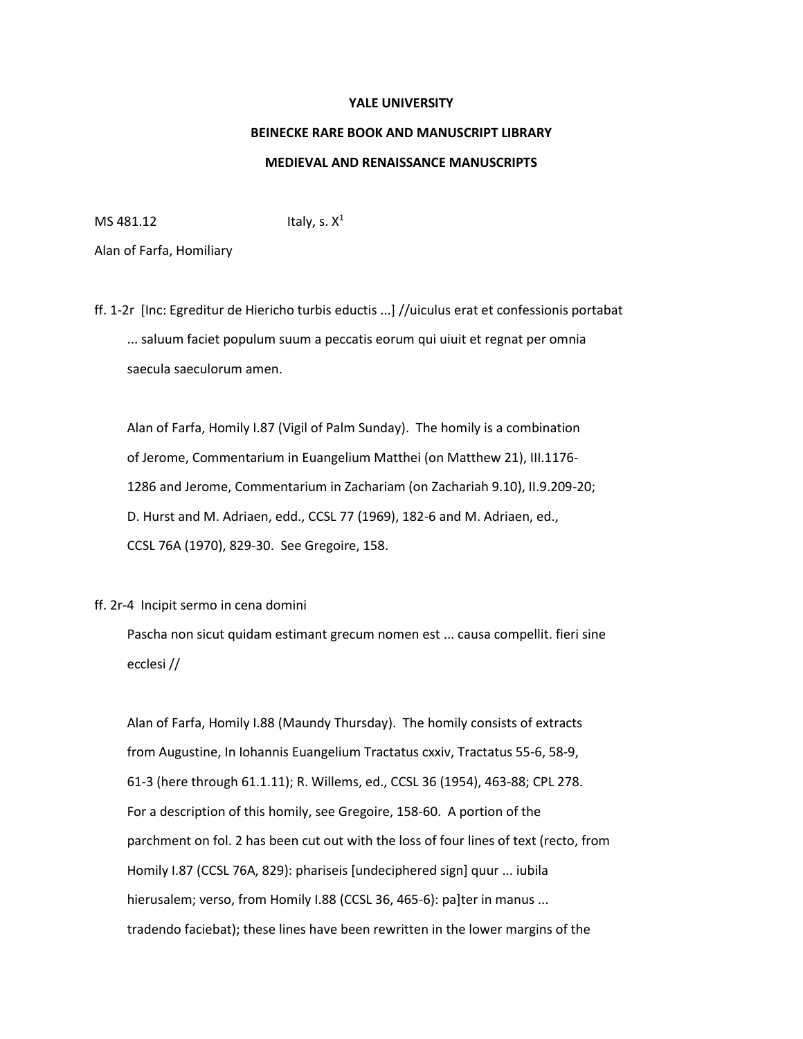**YALE UNIVERSITY**

**BEINECKE RARE BOOK AND MANUSCRIPT LIBRARY**

**MEDIEVAL AND RENAISSANCE MANUSCRIPTS**

MS 481.12 Italy, s. $X^1$

Alan of Farfa, Homiliary

ff. 1-2r [Inc: Egreditur de Hiericho turbis eductis ...] //uiculus erat et confessionis portabat ... saluum faciet populum suum a peccatis eorum qui uiuit et regnat per omnia saecula saeculorum amen.

Alan of Farfa, Homily I.87 (Vigil of Palm Sunday). The homily is a combination of Jerome, Commentarium in Euangelium Matthei (on Matthew 21), III.1176-1286 and Jerome, Commentarium in Zachariam (on Zachariah 9.10), II.9.209-20; D. Hurst and M. Adriaen, edd., CCSL 77 (1969), 182-6 and M. Adriaen, ed., CCSL 76A (1970), 829-30. See Gregoire, 158.

ff. 2r-4 Incipit sermo in cena domini

Pascha non sicut quidam estimant grecum nomen est ... causa compellit. fieri sine ecclesi //

Alan of Farfa, Homily I.88 (Maundy Thursday). The homily consists of extracts from Augustine, In Iohannis Euangelium Tractatus cxxiv, Tractatus 55-6, 58-9, 61-3 (here through 61.1.11); R. Willems, ed., CCSL 36 (1954), 463-88; CPL 278. For a description of this homily, see Gregoire, 158-60. A portion of the parchment on fol. 2 has been cut out with the loss of four lines of text (recto, from Homily I.87 (CCSL 76A, 829): phariseis [undeciphered sign] quur ... iubila hierusalem; verso, from Homily I.88 (CCSL 36, 465-6): pa]ter in manus ... tradendo faciebat); these lines have been rewritten in the lower margins of the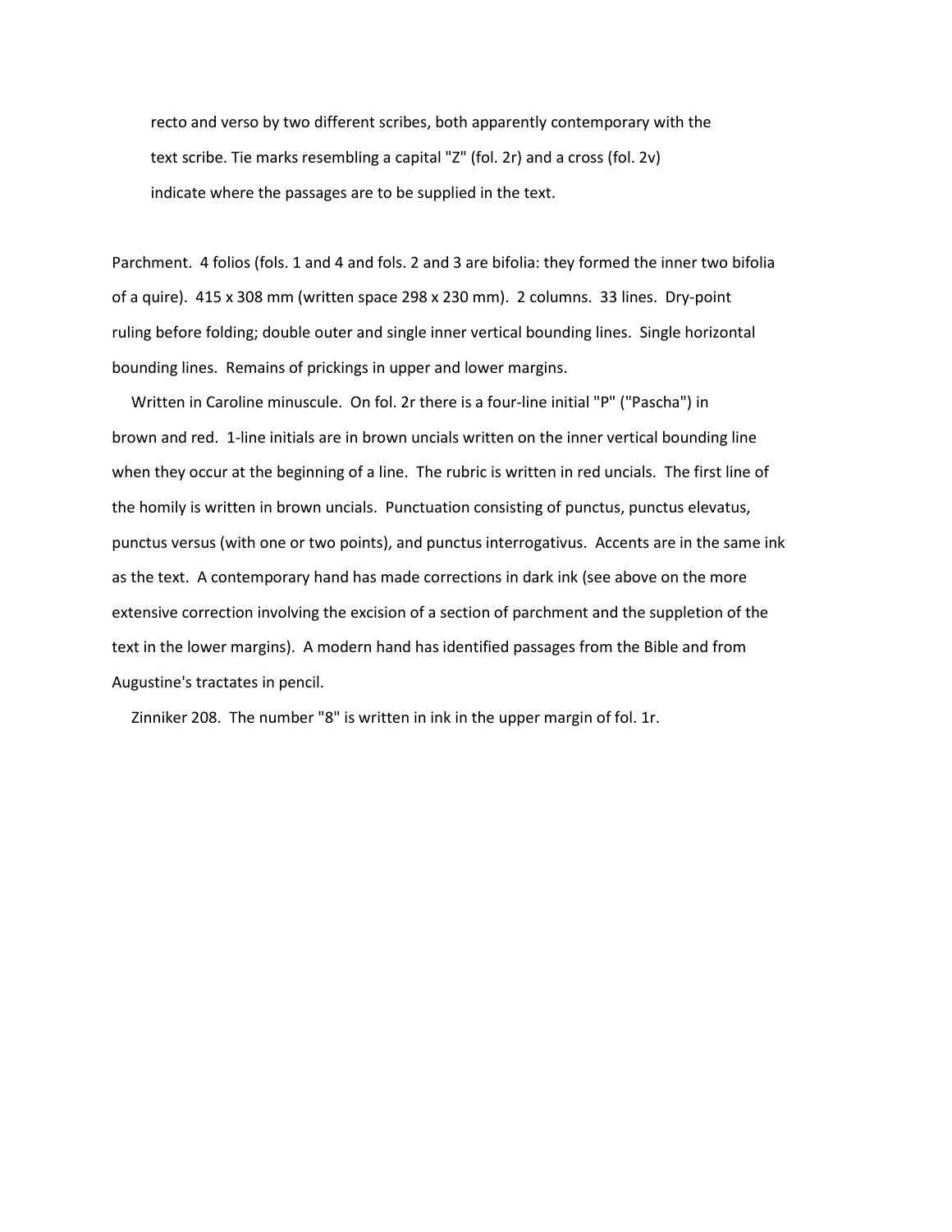recto and verso by two different scribes, both apparently contemporary with the text scribe. Tie marks resembling a capital "Z" (fol. 2r) and a cross (fol. 2v) indicate where the passages are to be supplied in the text.

Parchment. 4 folios (fols. 1 and 4 and fols. 2 and 3 are bifolia: they formed the inner two bifolia of a quire). 415 x 308 mm (written space 298 x 230 mm). 2 columns. 33 lines. Dry-point ruling before folding; double outer and single inner vertical bounding lines. Single horizontal bounding lines. Remains of prickings in upper and lower margins.

Written in Caroline minuscule. On fol. 2r there is a four-line initial "P" ("Pascha") in brown and red. 1-line initials are in brown uncials written on the inner vertical bounding line when they occur at the beginning of a line. The rubric is written in red uncials. The first line of the homily is written in brown uncials. Punctuation consisting of punctus, punctus elevatus, punctus versus (with one or two points), and punctus interrogativus. Accents are in the same ink as the text. A contemporary hand has made corrections in dark ink (see above on the more extensive correction involving the excision of a section of parchment and the suppletion of the text in the lower margins). A modern hand has identified passages from the Bible and from Augustine's tractates in pencil.

Zinniker 208. The number "8" is written in ink in the upper margin of fol. 1r.